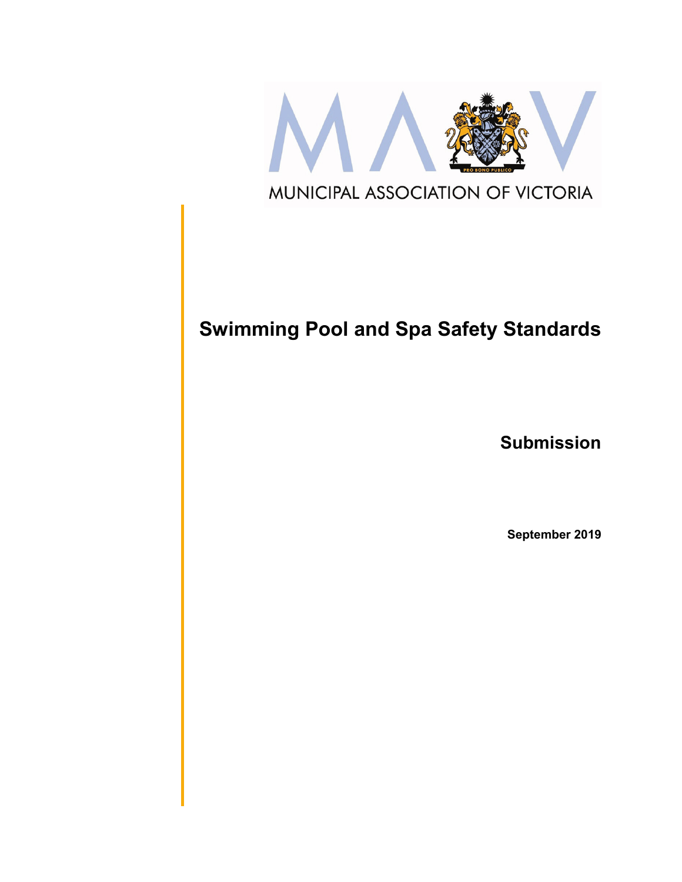MUNICIPAL ASSOCIATION OF VICTORIA

# Swimming Pool and Spa Safety Standards

## Submission

**September 2019**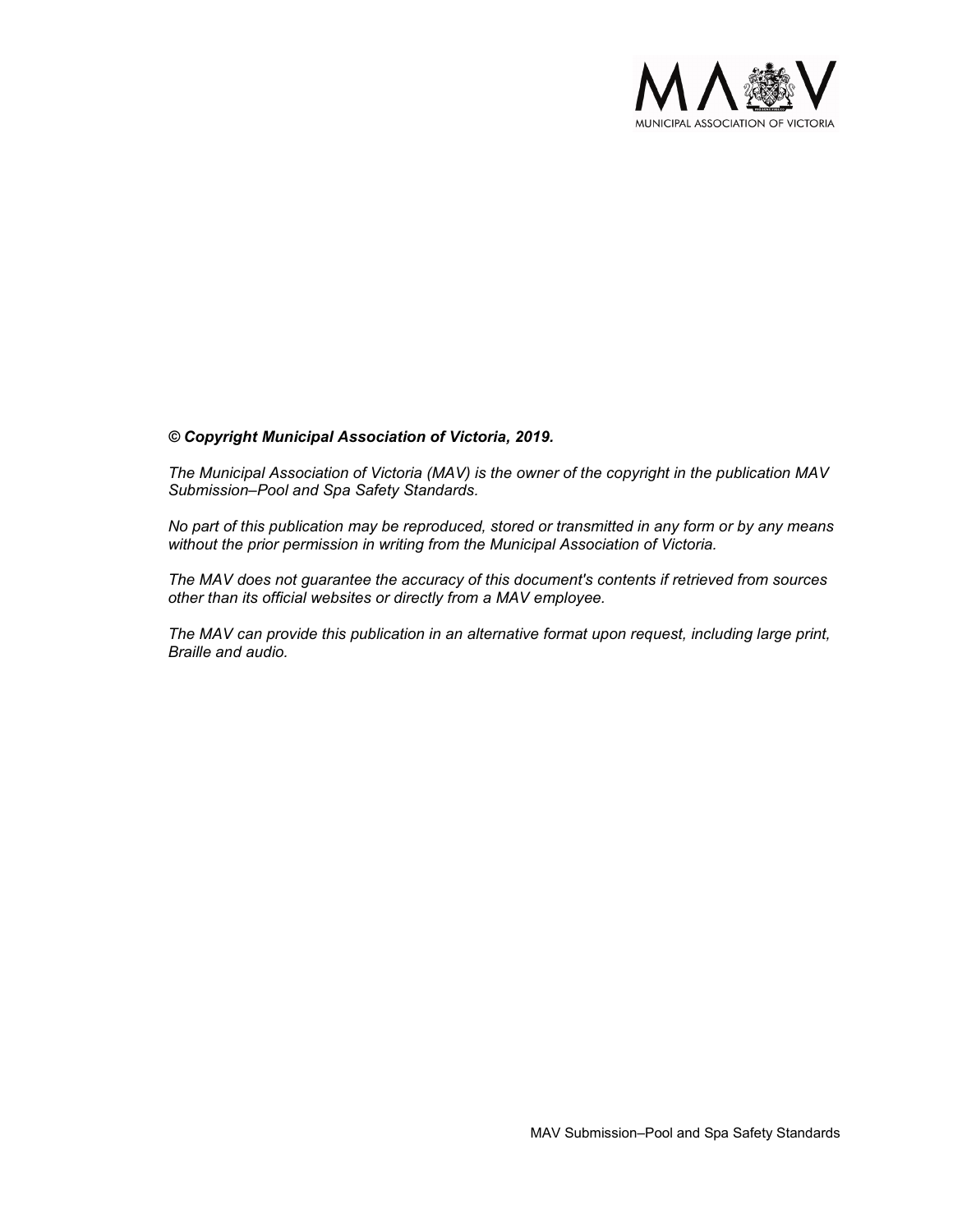***© Copyright Municipal Association of Victoria, 2019.***

*The Municipal Association of Victoria (MAV) is the owner of the copyright in the publication MAV Submission–Pool and Spa Safety Standards.*

*No part of this publication may be reproduced, stored or transmitted in any form or by any means without the prior permission in writing from the Municipal Association of Victoria.*

*The MAV does not guarantee the accuracy of this document's contents if retrieved from sources other than its official websites or directly from a MAV employee.*

*The MAV can provide this publication in an alternative format upon request, including large print, Braille and audio.*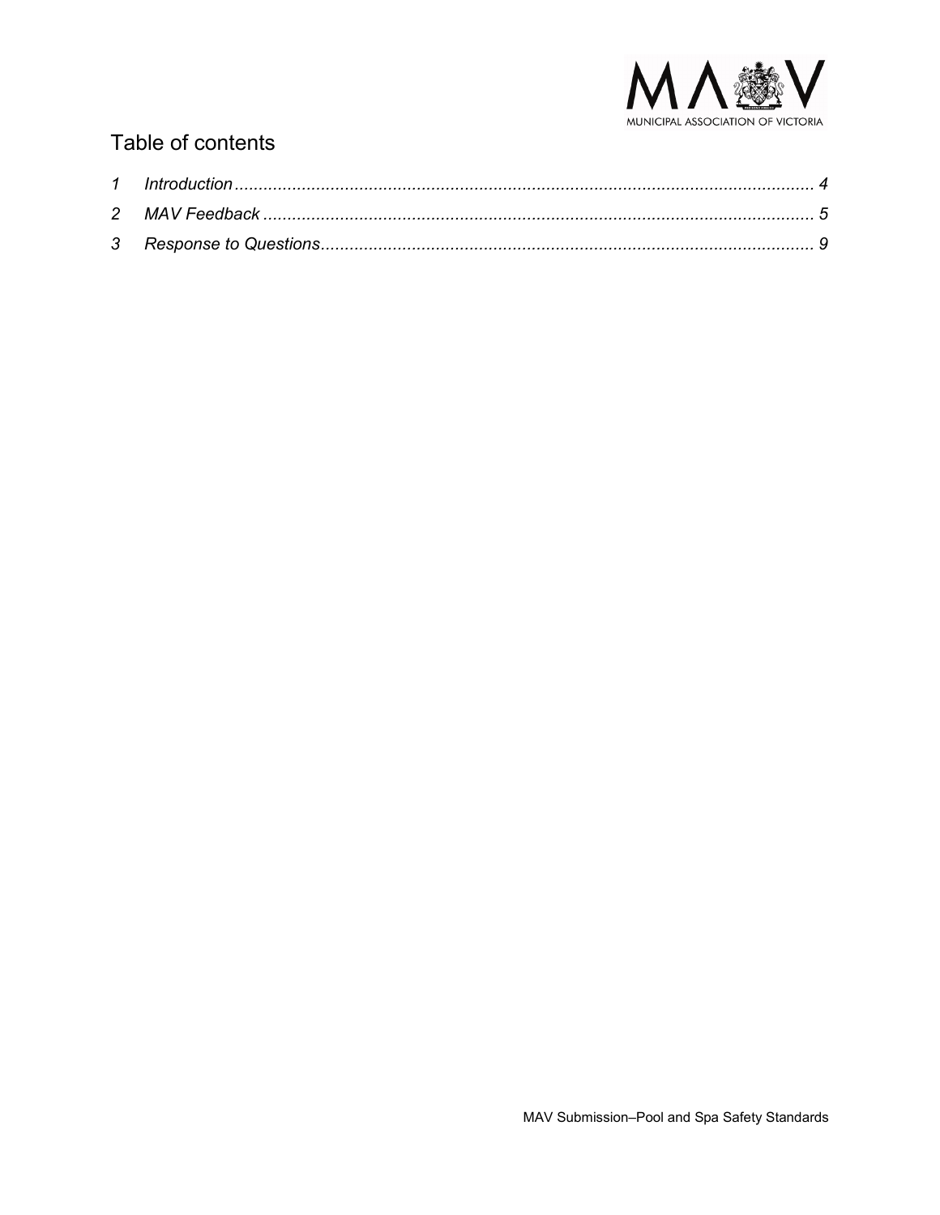# Table of contents

1 Introduction ........................................................................................................................ 4
2 MAV Feedback .................................................................................................................. 5
3 Response to Questions...................................................................................................... 9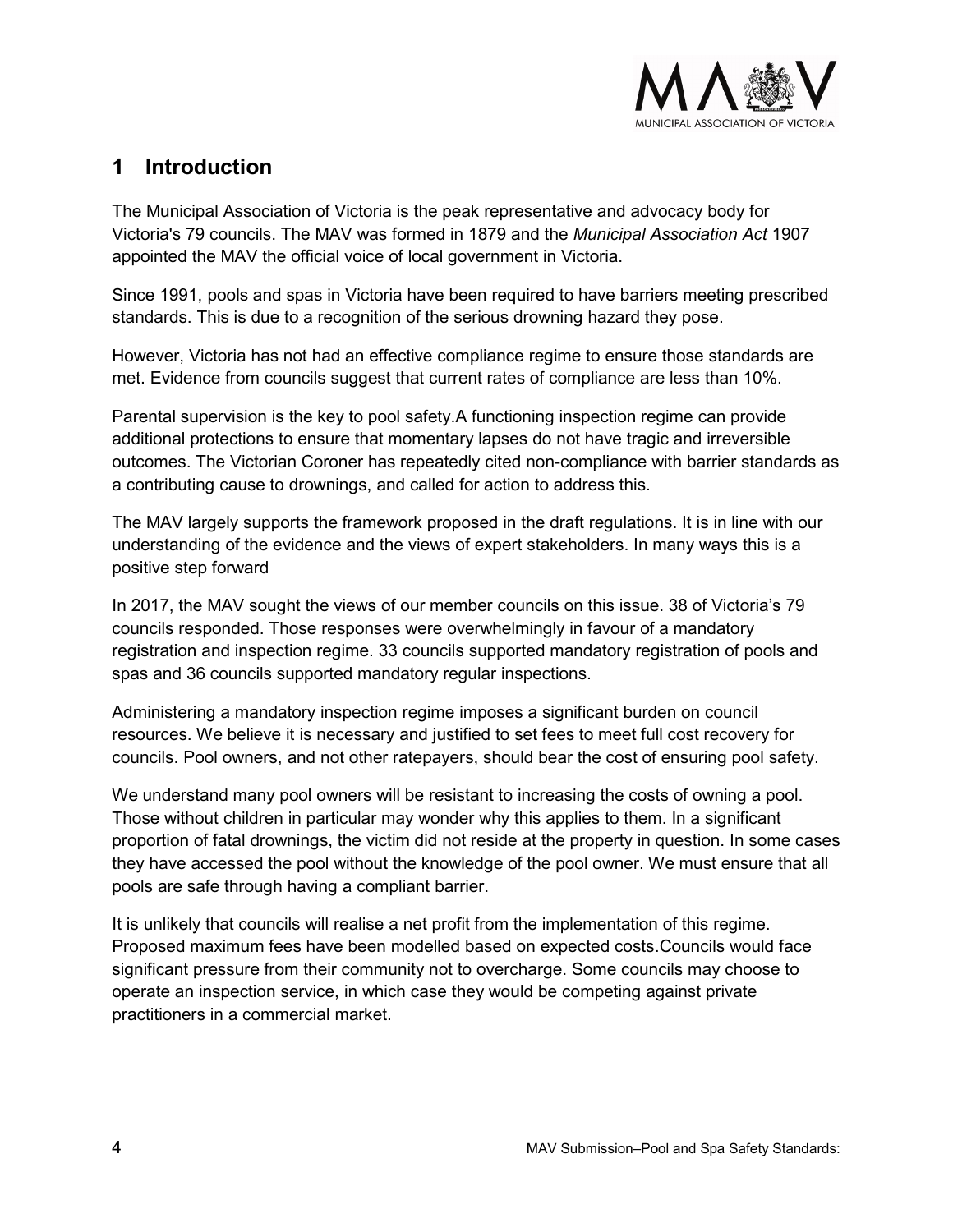## 1 Introduction

The Municipal Association of Victoria is the peak representative and advocacy body for Victoria's 79 councils. The MAV was formed in 1879 and the *Municipal Association Act* 1907 appointed the MAV the official voice of local government in Victoria.

Since 1991, pools and spas in Victoria have been required to have barriers meeting prescribed standards. This is due to a recognition of the serious drowning hazard they pose.

However, Victoria has not had an effective compliance regime to ensure those standards are met. Evidence from councils suggest that current rates of compliance are less than 10%.

Parental supervision is the key to pool safety.A functioning inspection regime can provide additional protections to ensure that momentary lapses do not have tragic and irreversible outcomes. The Victorian Coroner has repeatedly cited non-compliance with barrier standards as a contributing cause to drownings, and called for action to address this.

The MAV largely supports the framework proposed in the draft regulations. It is in line with our understanding of the evidence and the views of expert stakeholders. In many ways this is a positive step forward

In 2017, the MAV sought the views of our member councils on this issue. 38 of Victoria's 79 councils responded. Those responses were overwhelmingly in favour of a mandatory registration and inspection regime. 33 councils supported mandatory registration of pools and spas and 36 councils supported mandatory regular inspections.

Administering a mandatory inspection regime imposes a significant burden on council resources. We believe it is necessary and justified to set fees to meet full cost recovery for councils. Pool owners, and not other ratepayers, should bear the cost of ensuring pool safety.

We understand many pool owners will be resistant to increasing the costs of owning a pool. Those without children in particular may wonder why this applies to them. In a significant proportion of fatal drownings, the victim did not reside at the property in question. In some cases they have accessed the pool without the knowledge of the pool owner. We must ensure that all pools are safe through having a compliant barrier.

It is unlikely that councils will realise a net profit from the implementation of this regime. Proposed maximum fees have been modelled based on expected costs.Councils would face significant pressure from their community not to overcharge. Some councils may choose to operate an inspection service, in which case they would be competing against private practitioners in a commercial market.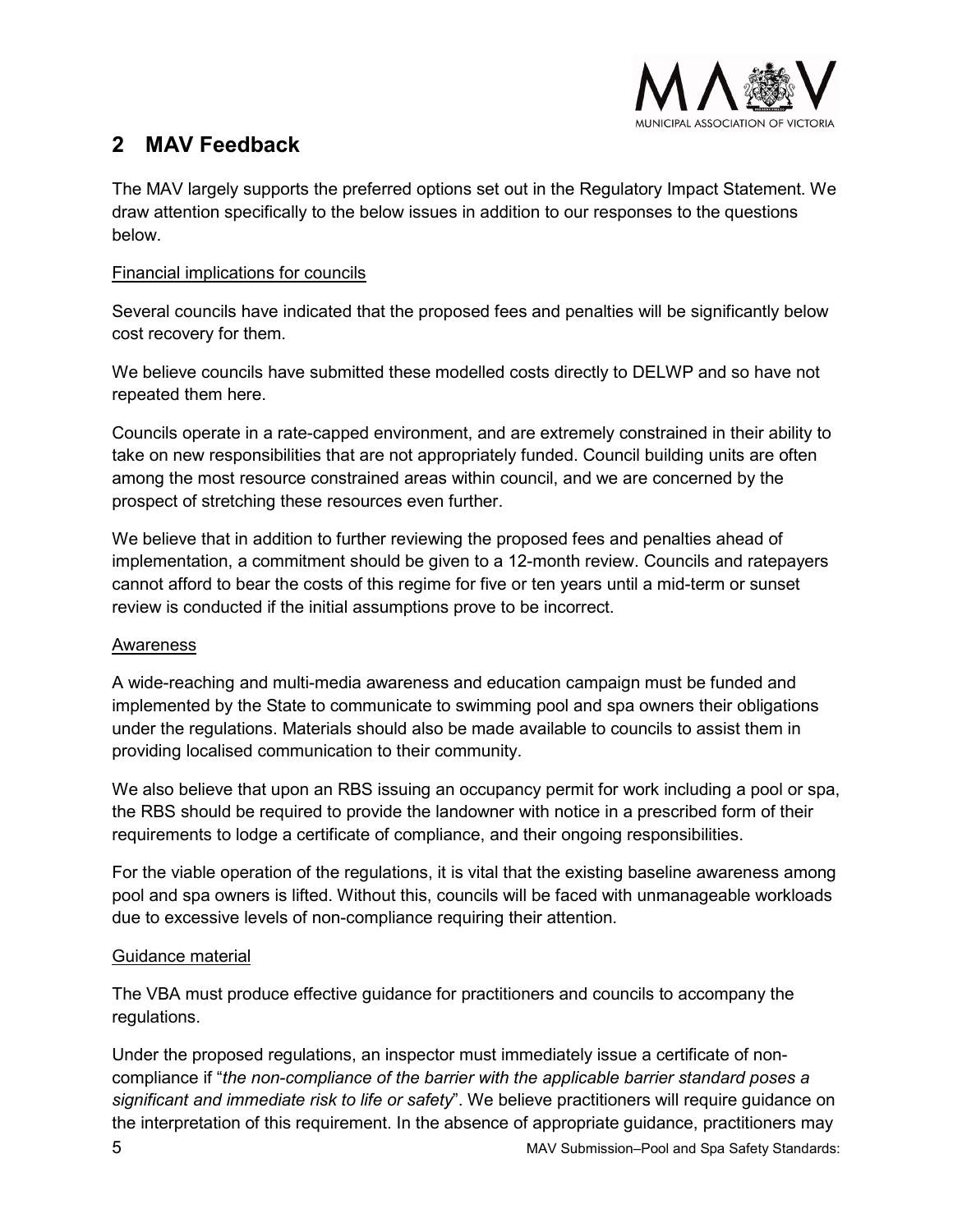## 2 MAV Feedback

The MAV largely supports the preferred options set out in the Regulatory Impact Statement. We draw attention specifically to the below issues in addition to our responses to the questions below.

Financial implications for councils

Several councils have indicated that the proposed fees and penalties will be significantly below cost recovery for them.

We believe councils have submitted these modelled costs directly to DELWP and so have not repeated them here.

Councils operate in a rate-capped environment, and are extremely constrained in their ability to take on new responsibilities that are not appropriately funded. Council building units are often among the most resource constrained areas within council, and we are concerned by the prospect of stretching these resources even further.

We believe that in addition to further reviewing the proposed fees and penalties ahead of implementation, a commitment should be given to a 12-month review. Councils and ratepayers cannot afford to bear the costs of this regime for five or ten years until a mid-term or sunset review is conducted if the initial assumptions prove to be incorrect.

Awareness

A wide-reaching and multi-media awareness and education campaign must be funded and implemented by the State to communicate to swimming pool and spa owners their obligations under the regulations. Materials should also be made available to councils to assist them in providing localised communication to their community.

We also believe that upon an RBS issuing an occupancy permit for work including a pool or spa, the RBS should be required to provide the landowner with notice in a prescribed form of their requirements to lodge a certificate of compliance, and their ongoing responsibilities.

For the viable operation of the regulations, it is vital that the existing baseline awareness among pool and spa owners is lifted. Without this, councils will be faced with unmanageable workloads due to excessive levels of non-compliance requiring their attention.

Guidance material

The VBA must produce effective guidance for practitioners and councils to accompany the regulations.

Under the proposed regulations, an inspector must immediately issue a certificate of non-compliance if "*the non-compliance of the barrier with the applicable barrier standard poses a significant and immediate risk to life or safety*". We believe practitioners will require guidance on the interpretation of this requirement. In the absence of appropriate guidance, practitioners may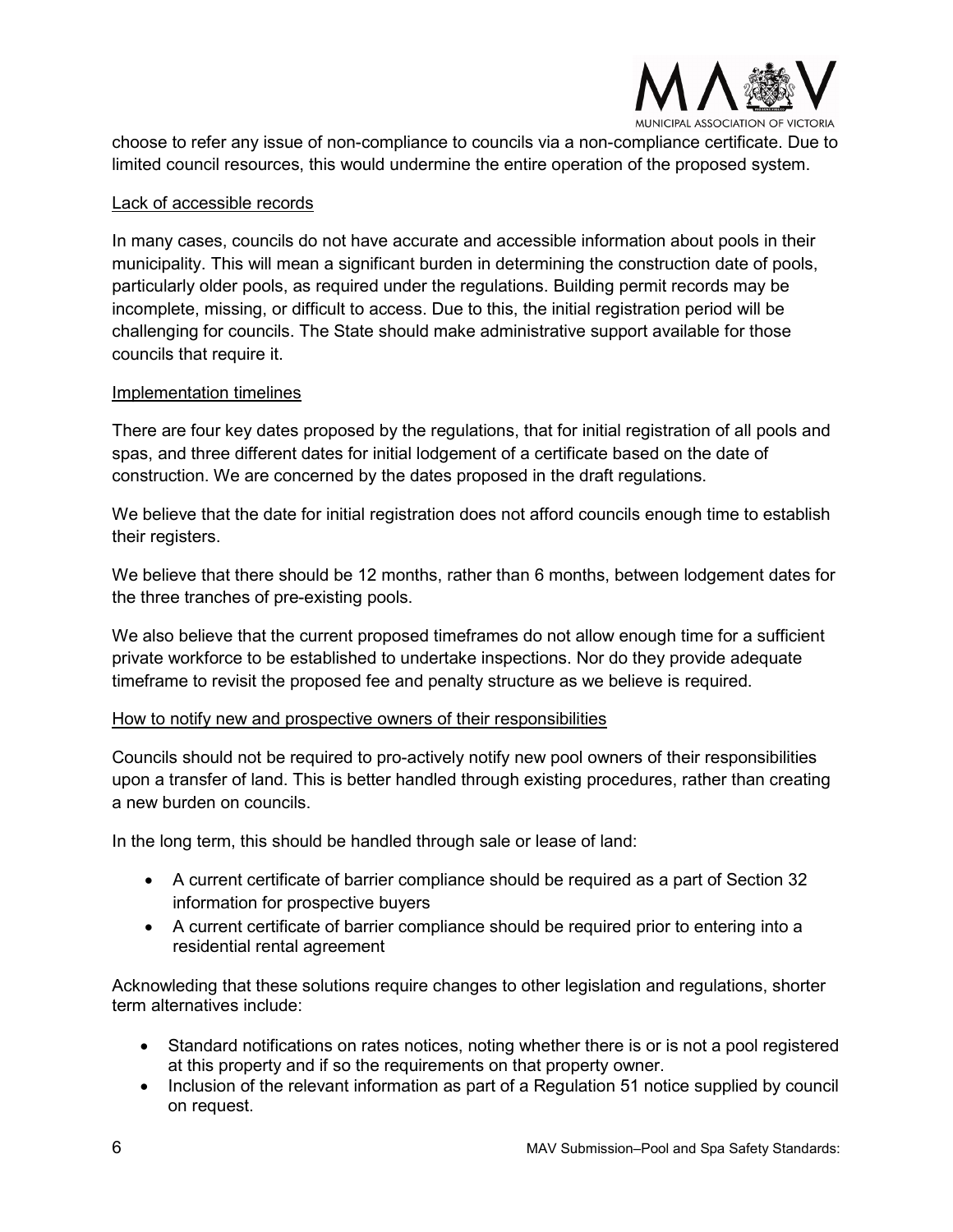choose to refer any issue of non-compliance to councils via a non-compliance certificate. Due to limited council resources, this would undermine the entire operation of the proposed system.

Lack of accessible records

In many cases, councils do not have accurate and accessible information about pools in their municipality. This will mean a significant burden in determining the construction date of pools, particularly older pools, as required under the regulations. Building permit records may be incomplete, missing, or difficult to access. Due to this, the initial registration period will be challenging for councils. The State should make administrative support available for those councils that require it.

Implementation timelines

There are four key dates proposed by the regulations, that for initial registration of all pools and spas, and three different dates for initial lodgement of a certificate based on the date of construction. We are concerned by the dates proposed in the draft regulations.

We believe that the date for initial registration does not afford councils enough time to establish their registers.

We believe that there should be 12 months, rather than 6 months, between lodgement dates for the three tranches of pre-existing pools.

We also believe that the current proposed timeframes do not allow enough time for a sufficient private workforce to be established to undertake inspections. Nor do they provide adequate timeframe to revisit the proposed fee and penalty structure as we believe is required.

How to notify new and prospective owners of their responsibilities

Councils should not be required to pro-actively notify new pool owners of their responsibilities upon a transfer of land. This is better handled through existing procedures, rather than creating a new burden on councils.

In the long term, this should be handled through sale or lease of land:

- A current certificate of barrier compliance should be required as a part of Section 32 information for prospective buyers
- A current certificate of barrier compliance should be required prior to entering into a residential rental agreement

Acknowleding that these solutions require changes to other legislation and regulations, shorter term alternatives include:

- Standard notifications on rates notices, noting whether there is or is not a pool registered at this property and if so the requirements on that property owner.
- Inclusion of the relevant information as part of a Regulation 51 notice supplied by council on request.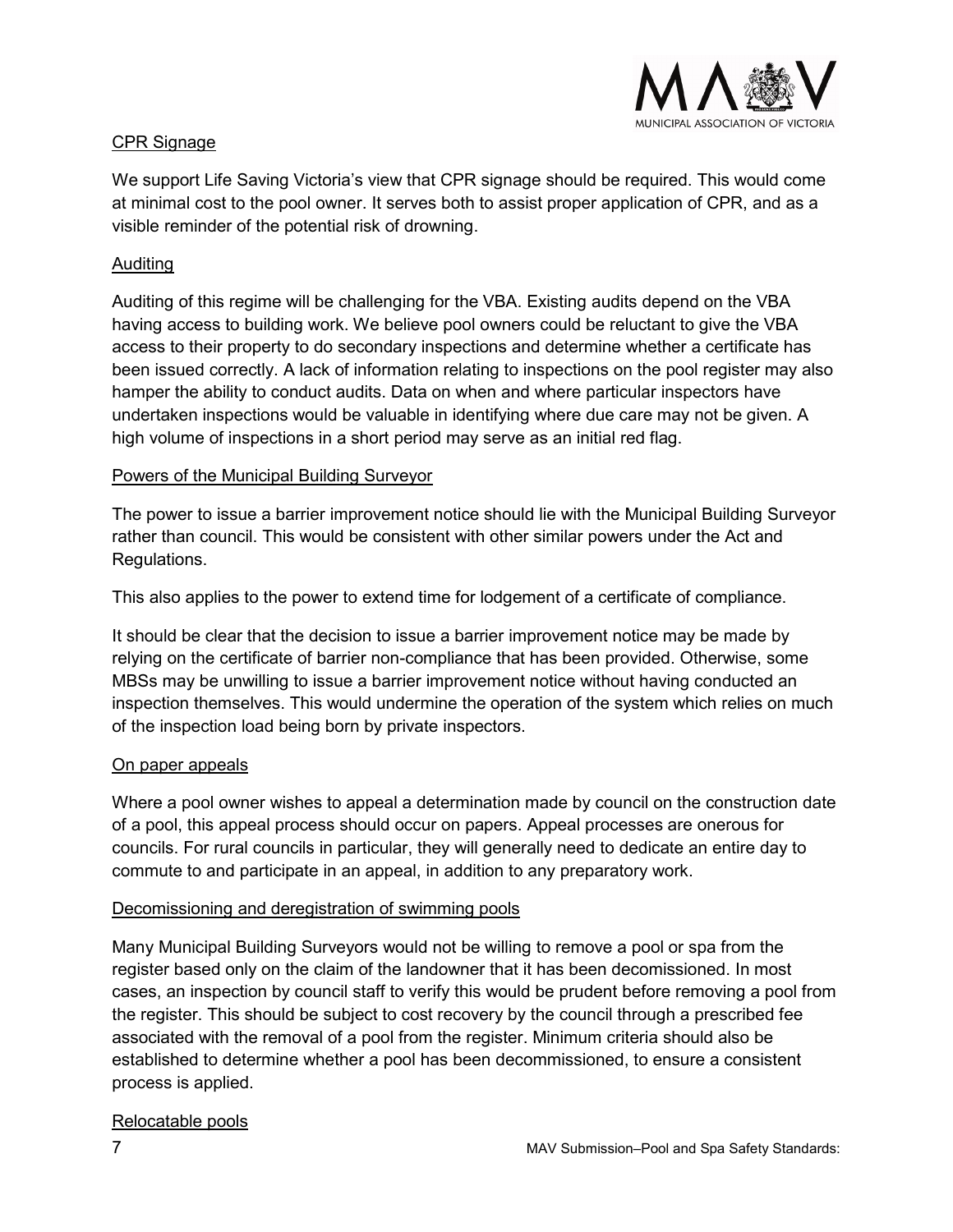## CPR Signage

We support Life Saving Victoria's view that CPR signage should be required. This would come at minimal cost to the pool owner. It serves both to assist proper application of CPR, and as a visible reminder of the potential risk of drowning.

## Auditing

Auditing of this regime will be challenging for the VBA. Existing audits depend on the VBA having access to building work. We believe pool owners could be reluctant to give the VBA access to their property to do secondary inspections and determine whether a certificate has been issued correctly. A lack of information relating to inspections on the pool register may also hamper the ability to conduct audits. Data on when and where particular inspectors have undertaken inspections would be valuable in identifying where due care may not be given. A high volume of inspections in a short period may serve as an initial red flag.

## Powers of the Municipal Building Surveyor

The power to issue a barrier improvement notice should lie with the Municipal Building Surveyor rather than council. This would be consistent with other similar powers under the Act and Regulations.

This also applies to the power to extend time for lodgement of a certificate of compliance.

It should be clear that the decision to issue a barrier improvement notice may be made by relying on the certificate of barrier non-compliance that has been provided. Otherwise, some MBSs may be unwilling to issue a barrier improvement notice without having conducted an inspection themselves. This would undermine the operation of the system which relies on much of the inspection load being born by private inspectors.

## On paper appeals

Where a pool owner wishes to appeal a determination made by council on the construction date of a pool, this appeal process should occur on papers. Appeal processes are onerous for councils. For rural councils in particular, they will generally need to dedicate an entire day to commute to and participate in an appeal, in addition to any preparatory work.

## Decomissioning and deregistration of swimming pools

Many Municipal Building Surveyors would not be willing to remove a pool or spa from the register based only on the claim of the landowner that it has been decomissioned. In most cases, an inspection by council staff to verify this would be prudent before removing a pool from the register. This should be subject to cost recovery by the council through a prescribed fee associated with the removal of a pool from the register. Minimum criteria should also be established to determine whether a pool has been decommissioned, to ensure a consistent process is applied.

## Relocatable pools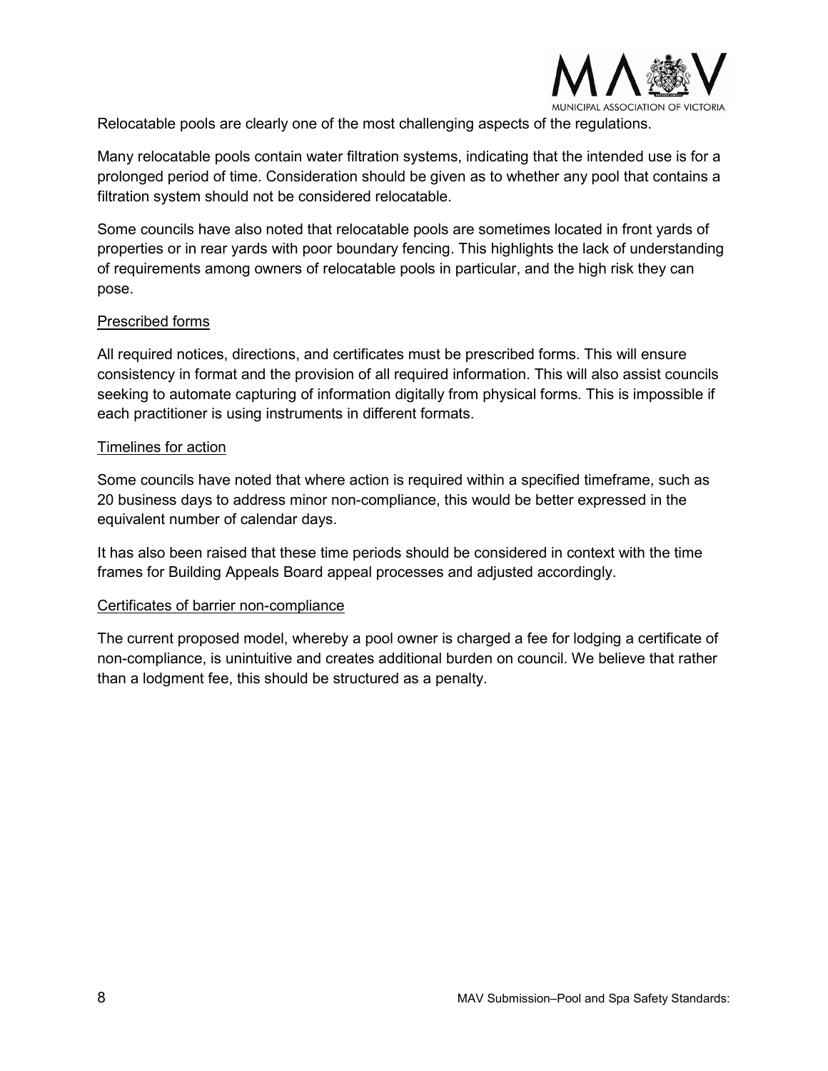Relocatable pools are clearly one of the most challenging aspects of the regulations.

Many relocatable pools contain water filtration systems, indicating that the intended use is for a prolonged period of time. Consideration should be given as to whether any pool that contains a filtration system should not be considered relocatable.

Some councils have also noted that relocatable pools are sometimes located in front yards of properties or in rear yards with poor boundary fencing. This highlights the lack of understanding of requirements among owners of relocatable pools in particular, and the high risk they can pose.

Prescribed forms

All required notices, directions, and certificates must be prescribed forms. This will ensure consistency in format and the provision of all required information. This will also assist councils seeking to automate capturing of information digitally from physical forms. This is impossible if each practitioner is using instruments in different formats.

Timelines for action

Some councils have noted that where action is required within a specified timeframe, such as 20 business days to address minor non-compliance, this would be better expressed in the equivalent number of calendar days.

It has also been raised that these time periods should be considered in context with the time frames for Building Appeals Board appeal processes and adjusted accordingly.

Certificates of barrier non-compliance

The current proposed model, whereby a pool owner is charged a fee for lodging a certificate of non-compliance, is unintuitive and creates additional burden on council. We believe that rather than a lodgment fee, this should be structured as a penalty.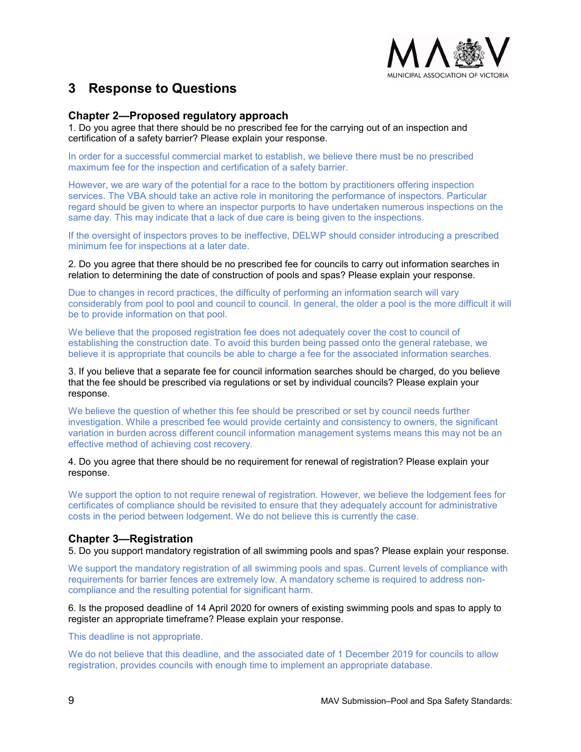# 3 Response to Questions

### Chapter 2—Proposed regulatory approach

1. Do you agree that there should be no prescribed fee for the carrying out of an inspection and certification of a safety barrier? Please explain your response.

In order for a successful commercial market to establish, we believe there must be no prescribed maximum fee for the inspection and certification of a safety barrier.

However, we are wary of the potential for a race to the bottom by practitioners offering inspection services. The VBA should take an active role in monitoring the performance of inspectors. Particular regard should be given to where an inspector purports to have undertaken numerous inspections on the same day. This may indicate that a lack of due care is being given to the inspections.

If the oversight of inspectors proves to be ineffective, DELWP should consider introducing a prescribed minimum fee for inspections at a later date.

2. Do you agree that there should be no prescribed fee for councils to carry out information searches in relation to determining the date of construction of pools and spas? Please explain your response.

Due to changes in record practices, the difficulty of performing an information search will vary considerably from pool to pool and council to council. In general, the older a pool is the more difficult it will be to provide information on that pool.

We believe that the proposed registration fee does not adequately cover the cost to council of establishing the construction date. To avoid this burden being passed onto the general ratebase, we believe it is appropriate that councils be able to charge a fee for the associated information searches.

3. If you believe that a separate fee for council information searches should be charged, do you believe that the fee should be prescribed via regulations or set by individual councils? Please explain your response.

We believe the question of whether this fee should be prescribed or set by council needs further investigation. While a prescribed fee would provide certainty and consistency to owners, the significant variation in burden across different council information management systems means this may not be an effective method of achieving cost recovery.

4. Do you agree that there should be no requirement for renewal of registration? Please explain your response.

We support the option to not require renewal of registration. However, we believe the lodgement fees for certificates of compliance should be revisited to ensure that they adequately account for administrative costs in the period between lodgement. We do not believe this is currently the case.

### Chapter 3—Registration

5. Do you support mandatory registration of all swimming pools and spas? Please explain your response.

We support the mandatory registration of all swimming pools and spas. Current levels of compliance with requirements for barrier fences are extremely low. A mandatory scheme is required to address non-compliance and the resulting potential for significant harm.

6. Is the proposed deadline of 14 April 2020 for owners of existing swimming pools and spas to apply to register an appropriate timeframe? Please explain your response.

This deadline is not appropriate.

We do not believe that this deadline, and the associated date of 1 December 2019 for councils to allow registration, provides councils with enough time to implement an appropriate database.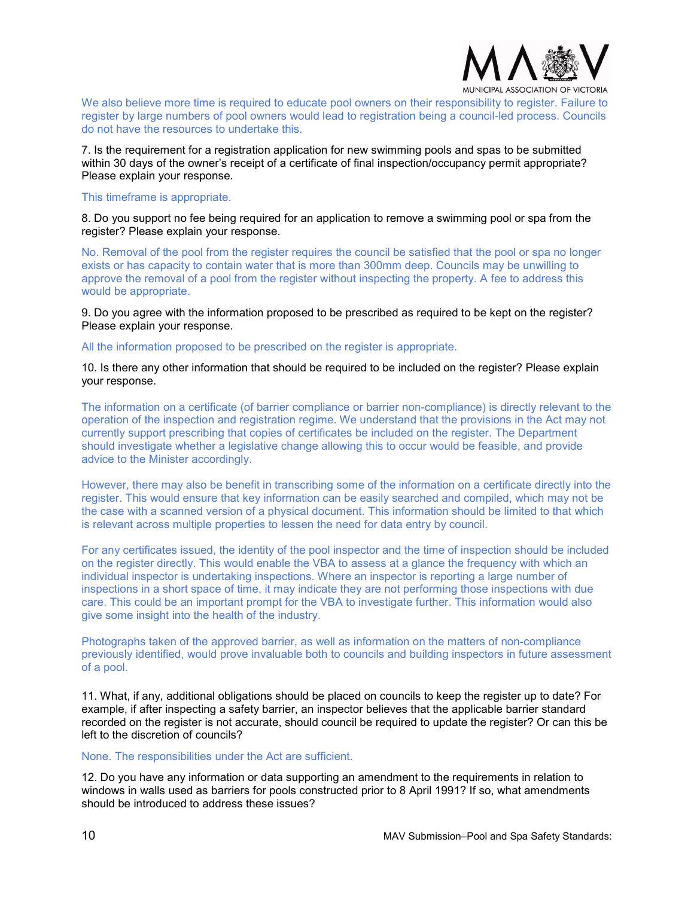We also believe more time is required to educate pool owners on their responsibility to register. Failure to register by large numbers of pool owners would lead to registration being a council-led process. Councils do not have the resources to undertake this.

7. Is the requirement for a registration application for new swimming pools and spas to be submitted within 30 days of the owner's receipt of a certificate of final inspection/occupancy permit appropriate? Please explain your response.

This timeframe is appropriate.

8. Do you support no fee being required for an application to remove a swimming pool or spa from the register? Please explain your response.

No. Removal of the pool from the register requires the council be satisfied that the pool or spa no longer exists or has capacity to contain water that is more than 300mm deep. Councils may be unwilling to approve the removal of a pool from the register without inspecting the property. A fee to address this would be appropriate.

9. Do you agree with the information proposed to be prescribed as required to be kept on the register? Please explain your response.

All the information proposed to be prescribed on the register is appropriate.

10. Is there any other information that should be required to be included on the register? Please explain your response.

The information on a certificate (of barrier compliance or barrier non-compliance) is directly relevant to the operation of the inspection and registration regime. We understand that the provisions in the Act may not currently support prescribing that copies of certificates be included on the register. The Department should investigate whether a legislative change allowing this to occur would be feasible, and provide advice to the Minister accordingly.

However, there may also be benefit in transcribing some of the information on a certificate directly into the register. This would ensure that key information can be easily searched and compiled, which may not be the case with a scanned version of a physical document. This information should be limited to that which is relevant across multiple properties to lessen the need for data entry by council.

For any certificates issued, the identity of the pool inspector and the time of inspection should be included on the register directly. This would enable the VBA to assess at a glance the frequency with which an individual inspector is undertaking inspections. Where an inspector is reporting a large number of inspections in a short space of time, it may indicate they are not performing those inspections with due care. This could be an important prompt for the VBA to investigate further. This information would also give some insight into the health of the industry.

Photographs taken of the approved barrier, as well as information on the matters of non-compliance previously identified, would prove invaluable both to councils and building inspectors in future assessment of a pool.

11. What, if any, additional obligations should be placed on councils to keep the register up to date? For example, if after inspecting a safety barrier, an inspector believes that the applicable barrier standard recorded on the register is not accurate, should council be required to update the register? Or can this be left to the discretion of councils?

None. The responsibilities under the Act are sufficient.

12. Do you have any information or data supporting an amendment to the requirements in relation to windows in walls used as barriers for pools constructed prior to 8 April 1991? If so, what amendments should be introduced to address these issues?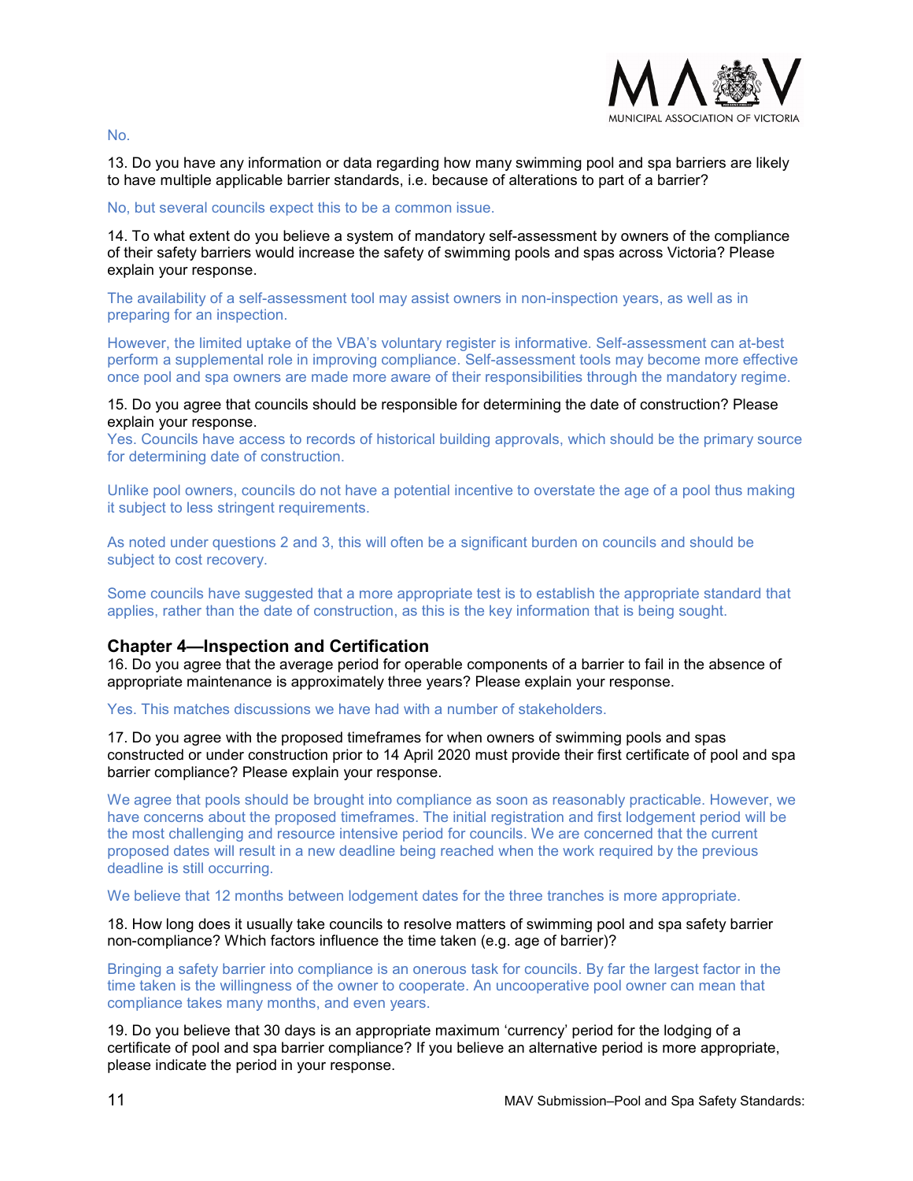No.

13. Do you have any information or data regarding how many swimming pool and spa barriers are likely to have multiple applicable barrier standards, i.e. because of alterations to part of a barrier?

No, but several councils expect this to be a common issue.

14. To what extent do you believe a system of mandatory self-assessment by owners of the compliance of their safety barriers would increase the safety of swimming pools and spas across Victoria? Please explain your response.

The availability of a self-assessment tool may assist owners in non-inspection years, as well as in preparing for an inspection.

However, the limited uptake of the VBA's voluntary register is informative. Self-assessment can at-best perform a supplemental role in improving compliance. Self-assessment tools may become more effective once pool and spa owners are made more aware of their responsibilities through the mandatory regime.

15. Do you agree that councils should be responsible for determining the date of construction? Please explain your response.

Yes. Councils have access to records of historical building approvals, which should be the primary source for determining date of construction.

Unlike pool owners, councils do not have a potential incentive to overstate the age of a pool thus making it subject to less stringent requirements.

As noted under questions 2 and 3, this will often be a significant burden on councils and should be subject to cost recovery.

Some councils have suggested that a more appropriate test is to establish the appropriate standard that applies, rather than the date of construction, as this is the key information that is being sought.

## Chapter 4—Inspection and Certification

16. Do you agree that the average period for operable components of a barrier to fail in the absence of appropriate maintenance is approximately three years? Please explain your response.

Yes. This matches discussions we have had with a number of stakeholders.

17. Do you agree with the proposed timeframes for when owners of swimming pools and spas constructed or under construction prior to 14 April 2020 must provide their first certificate of pool and spa barrier compliance? Please explain your response.

We agree that pools should be brought into compliance as soon as reasonably practicable. However, we have concerns about the proposed timeframes. The initial registration and first lodgement period will be the most challenging and resource intensive period for councils. We are concerned that the current proposed dates will result in a new deadline being reached when the work required by the previous deadline is still occurring.

We believe that 12 months between lodgement dates for the three tranches is more appropriate.

18. How long does it usually take councils to resolve matters of swimming pool and spa safety barrier non-compliance? Which factors influence the time taken (e.g. age of barrier)?

Bringing a safety barrier into compliance is an onerous task for councils. By far the largest factor in the time taken is the willingness of the owner to cooperate. An uncooperative pool owner can mean that compliance takes many months, and even years.

19. Do you believe that 30 days is an appropriate maximum 'currency' period for the lodging of a certificate of pool and spa barrier compliance? If you believe an alternative period is more appropriate, please indicate the period in your response.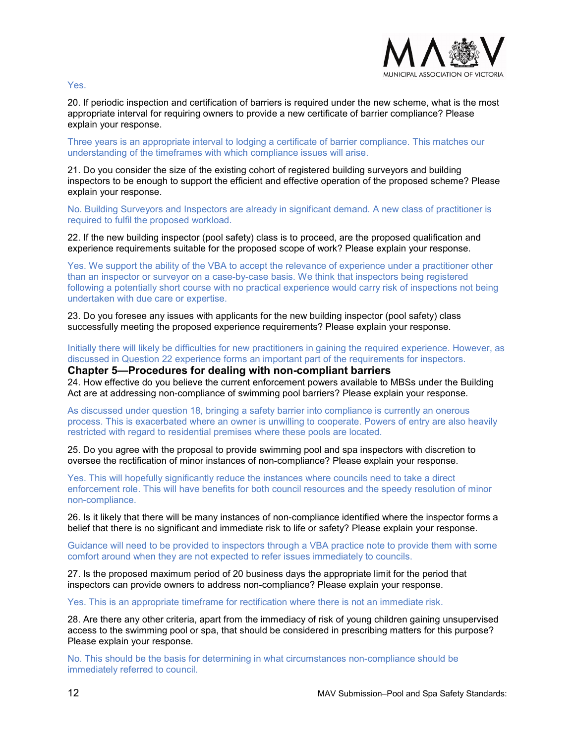Yes.

20. If periodic inspection and certification of barriers is required under the new scheme, what is the most appropriate interval for requiring owners to provide a new certificate of barrier compliance? Please explain your response.

Three years is an appropriate interval to lodging a certificate of barrier compliance. This matches our understanding of the timeframes with which compliance issues will arise.

21. Do you consider the size of the existing cohort of registered building surveyors and building inspectors to be enough to support the efficient and effective operation of the proposed scheme? Please explain your response.

No. Building Surveyors and Inspectors are already in significant demand. A new class of practitioner is required to fulfil the proposed workload.

22. If the new building inspector (pool safety) class is to proceed, are the proposed qualification and experience requirements suitable for the proposed scope of work? Please explain your response.

Yes. We support the ability of the VBA to accept the relevance of experience under a practitioner other than an inspector or surveyor on a case-by-case basis. We think that inspectors being registered following a potentially short course with no practical experience would carry risk of inspections not being undertaken with due care or expertise.

23. Do you foresee any issues with applicants for the new building inspector (pool safety) class successfully meeting the proposed experience requirements? Please explain your response.

Initially there will likely be difficulties for new practitioners in gaining the required experience. However, as discussed in Question 22 experience forms an important part of the requirements for inspectors.

## Chapter 5—Procedures for dealing with non-compliant barriers

24. How effective do you believe the current enforcement powers available to MBSs under the Building Act are at addressing non-compliance of swimming pool barriers? Please explain your response.

As discussed under question 18, bringing a safety barrier into compliance is currently an onerous process. This is exacerbated where an owner is unwilling to cooperate. Powers of entry are also heavily restricted with regard to residential premises where these pools are located.

25. Do you agree with the proposal to provide swimming pool and spa inspectors with discretion to oversee the rectification of minor instances of non-compliance? Please explain your response.

Yes. This will hopefully significantly reduce the instances where councils need to take a direct enforcement role. This will have benefits for both council resources and the speedy resolution of minor non-compliance.

26. Is it likely that there will be many instances of non-compliance identified where the inspector forms a belief that there is no significant and immediate risk to life or safety? Please explain your response.

Guidance will need to be provided to inspectors through a VBA practice note to provide them with some comfort around when they are not expected to refer issues immediately to councils.

27. Is the proposed maximum period of 20 business days the appropriate limit for the period that inspectors can provide owners to address non-compliance? Please explain your response.

Yes. This is an appropriate timeframe for rectification where there is not an immediate risk.

28. Are there any other criteria, apart from the immediacy of risk of young children gaining unsupervised access to the swimming pool or spa, that should be considered in prescribing matters for this purpose? Please explain your response.

No. This should be the basis for determining in what circumstances non-compliance should be immediately referred to council.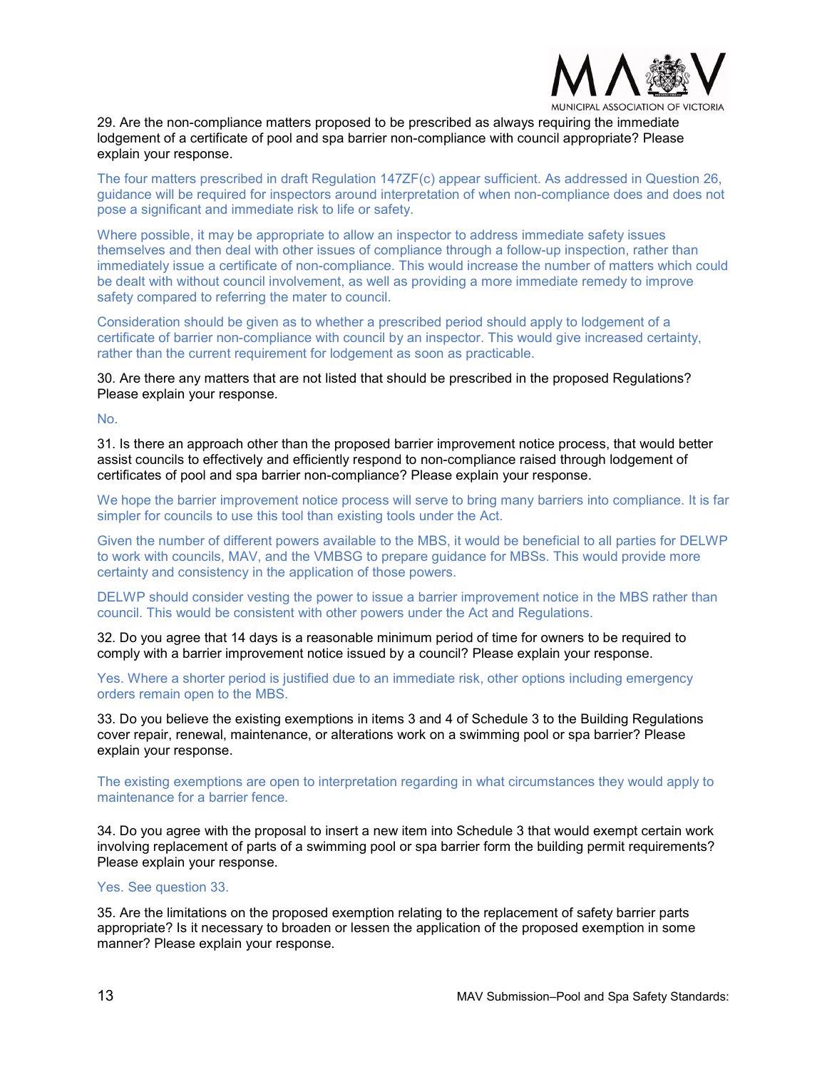29. Are the non-compliance matters proposed to be prescribed as always requiring the immediate lodgement of a certificate of pool and spa barrier non-compliance with council appropriate? Please explain your response.

The four matters prescribed in draft Regulation 147ZF(c) appear sufficient. As addressed in Question 26, guidance will be required for inspectors around interpretation of when non-compliance does and does not pose a significant and immediate risk to life or safety.

Where possible, it may be appropriate to allow an inspector to address immediate safety issues themselves and then deal with other issues of compliance through a follow-up inspection, rather than immediately issue a certificate of non-compliance. This would increase the number of matters which could be dealt with without council involvement, as well as providing a more immediate remedy to improve safety compared to referring the mater to council.

Consideration should be given as to whether a prescribed period should apply to lodgement of a certificate of barrier non-compliance with council by an inspector. This would give increased certainty, rather than the current requirement for lodgement as soon as practicable.

30. Are there any matters that are not listed that should be prescribed in the proposed Regulations? Please explain your response.

No.

31. Is there an approach other than the proposed barrier improvement notice process, that would better assist councils to effectively and efficiently respond to non-compliance raised through lodgement of certificates of pool and spa barrier non-compliance? Please explain your response.

We hope the barrier improvement notice process will serve to bring many barriers into compliance. It is far simpler for councils to use this tool than existing tools under the Act.

Given the number of different powers available to the MBS, it would be beneficial to all parties for DELWP to work with councils, MAV, and the VMBSG to prepare guidance for MBSs. This would provide more certainty and consistency in the application of those powers.

DELWP should consider vesting the power to issue a barrier improvement notice in the MBS rather than council. This would be consistent with other powers under the Act and Regulations.

32. Do you agree that 14 days is a reasonable minimum period of time for owners to be required to comply with a barrier improvement notice issued by a council? Please explain your response.

Yes. Where a shorter period is justified due to an immediate risk, other options including emergency orders remain open to the MBS.

33. Do you believe the existing exemptions in items 3 and 4 of Schedule 3 to the Building Regulations cover repair, renewal, maintenance, or alterations work on a swimming pool or spa barrier? Please explain your response.

The existing exemptions are open to interpretation regarding in what circumstances they would apply to maintenance for a barrier fence.

34. Do you agree with the proposal to insert a new item into Schedule 3 that would exempt certain work involving replacement of parts of a swimming pool or spa barrier form the building permit requirements? Please explain your response.

Yes. See question 33.

35. Are the limitations on the proposed exemption relating to the replacement of safety barrier parts appropriate? Is it necessary to broaden or lessen the application of the proposed exemption in some manner? Please explain your response.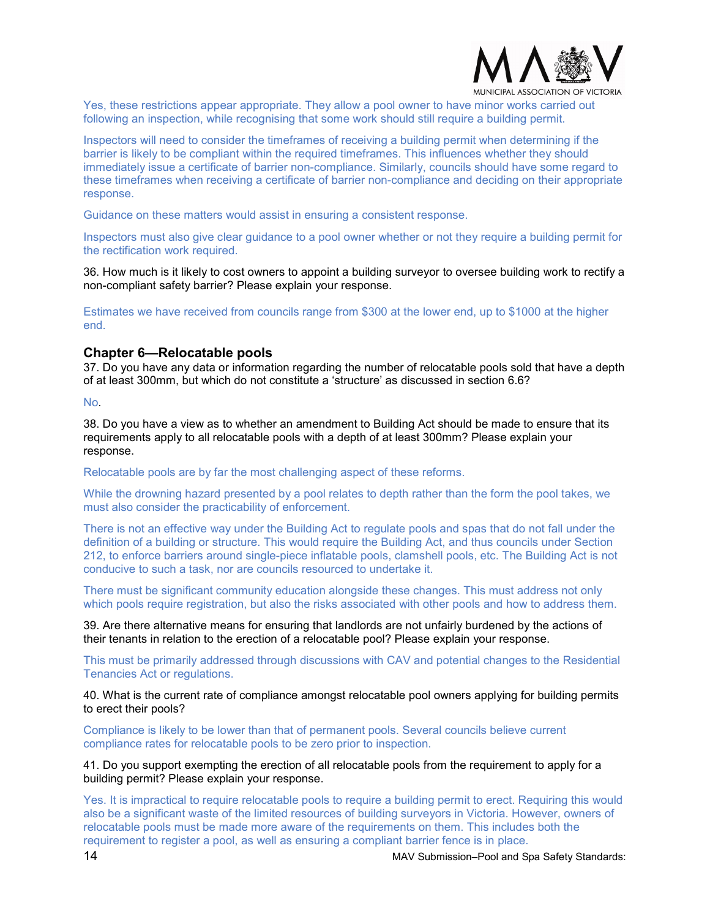Yes, these restrictions appear appropriate. They allow a pool owner to have minor works carried out following an inspection, while recognising that some work should still require a building permit.

Inspectors will need to consider the timeframes of receiving a building permit when determining if the barrier is likely to be compliant within the required timeframes. This influences whether they should immediately issue a certificate of barrier non-compliance. Similarly, councils should have some regard to these timeframes when receiving a certificate of barrier non-compliance and deciding on their appropriate response.

Guidance on these matters would assist in ensuring a consistent response.

Inspectors must also give clear guidance to a pool owner whether or not they require a building permit for the rectification work required.

36. How much is it likely to cost owners to appoint a building surveyor to oversee building work to rectify a non-compliant safety barrier? Please explain your response.

Estimates we have received from councils range from $300 at the lower end, up to $1000 at the higher end.

### Chapter 6—Relocatable pools

37. Do you have any data or information regarding the number of relocatable pools sold that have a depth of at least 300mm, but which do not constitute a 'structure' as discussed in section 6.6?

No.

38. Do you have a view as to whether an amendment to Building Act should be made to ensure that its requirements apply to all relocatable pools with a depth of at least 300mm? Please explain your response.

Relocatable pools are by far the most challenging aspect of these reforms.

While the drowning hazard presented by a pool relates to depth rather than the form the pool takes, we must also consider the practicability of enforcement.

There is not an effective way under the Building Act to regulate pools and spas that do not fall under the definition of a building or structure. This would require the Building Act, and thus councils under Section 212, to enforce barriers around single-piece inflatable pools, clamshell pools, etc. The Building Act is not conducive to such a task, nor are councils resourced to undertake it.

There must be significant community education alongside these changes. This must address not only which pools require registration, but also the risks associated with other pools and how to address them.

39. Are there alternative means for ensuring that landlords are not unfairly burdened by the actions of their tenants in relation to the erection of a relocatable pool? Please explain your response.

This must be primarily addressed through discussions with CAV and potential changes to the Residential Tenancies Act or regulations.

40. What is the current rate of compliance amongst relocatable pool owners applying for building permits to erect their pools?

Compliance is likely to be lower than that of permanent pools. Several councils believe current compliance rates for relocatable pools to be zero prior to inspection.

41. Do you support exempting the erection of all relocatable pools from the requirement to apply for a building permit? Please explain your response.

Yes. It is impractical to require relocatable pools to require a building permit to erect. Requiring this would also be a significant waste of the limited resources of building surveyors in Victoria. However, owners of relocatable pools must be made more aware of the requirements on them. This includes both the requirement to register a pool, as well as ensuring a compliant barrier fence is in place.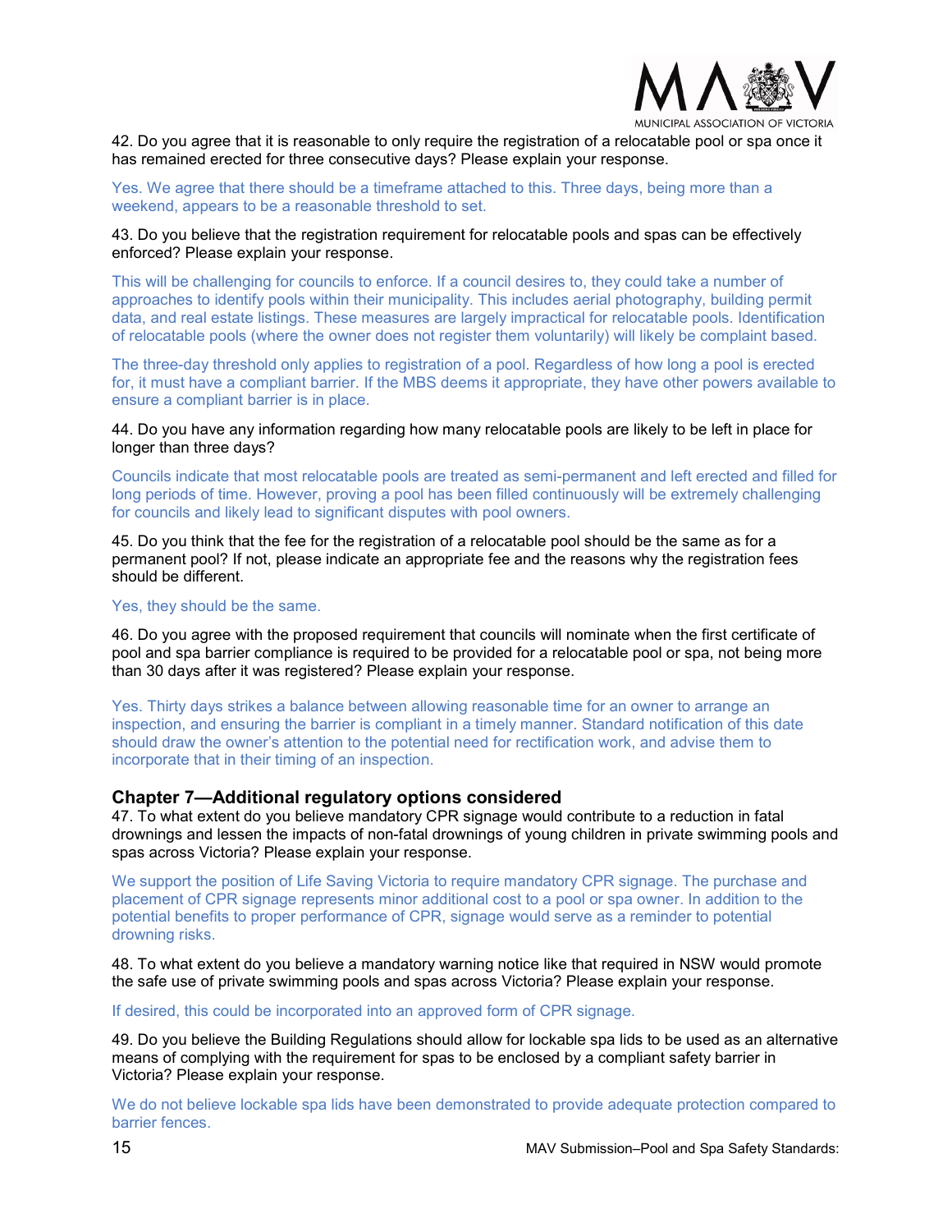42. Do you agree that it is reasonable to only require the registration of a relocatable pool or spa once it has remained erected for three consecutive days? Please explain your response.

Yes. We agree that there should be a timeframe attached to this. Three days, being more than a weekend, appears to be a reasonable threshold to set.

43. Do you believe that the registration requirement for relocatable pools and spas can be effectively enforced? Please explain your response.

This will be challenging for councils to enforce. If a council desires to, they could take a number of approaches to identify pools within their municipality. This includes aerial photography, building permit data, and real estate listings. These measures are largely impractical for relocatable pools. Identification of relocatable pools (where the owner does not register them voluntarily) will likely be complaint based.

The three-day threshold only applies to registration of a pool. Regardless of how long a pool is erected for, it must have a compliant barrier. If the MBS deems it appropriate, they have other powers available to ensure a compliant barrier is in place.

44. Do you have any information regarding how many relocatable pools are likely to be left in place for longer than three days?

Councils indicate that most relocatable pools are treated as semi-permanent and left erected and filled for long periods of time. However, proving a pool has been filled continuously will be extremely challenging for councils and likely lead to significant disputes with pool owners.

45. Do you think that the fee for the registration of a relocatable pool should be the same as for a permanent pool? If not, please indicate an appropriate fee and the reasons why the registration fees should be different.

Yes, they should be the same.

46. Do you agree with the proposed requirement that councils will nominate when the first certificate of pool and spa barrier compliance is required to be provided for a relocatable pool or spa, not being more than 30 days after it was registered? Please explain your response.

Yes. Thirty days strikes a balance between allowing reasonable time for an owner to arrange an inspection, and ensuring the barrier is compliant in a timely manner. Standard notification of this date should draw the owner's attention to the potential need for rectification work, and advise them to incorporate that in their timing of an inspection.

### Chapter 7—Additional regulatory options considered

47. To what extent do you believe mandatory CPR signage would contribute to a reduction in fatal drownings and lessen the impacts of non-fatal drownings of young children in private swimming pools and spas across Victoria? Please explain your response.

We support the position of Life Saving Victoria to require mandatory CPR signage. The purchase and placement of CPR signage represents minor additional cost to a pool or spa owner. In addition to the potential benefits to proper performance of CPR, signage would serve as a reminder to potential drowning risks.

48. To what extent do you believe a mandatory warning notice like that required in NSW would promote the safe use of private swimming pools and spas across Victoria? Please explain your response.

If desired, this could be incorporated into an approved form of CPR signage.

49. Do you believe the Building Regulations should allow for lockable spa lids to be used as an alternative means of complying with the requirement for spas to be enclosed by a compliant safety barrier in Victoria? Please explain your response.

We do not believe lockable spa lids have been demonstrated to provide adequate protection compared to barrier fences.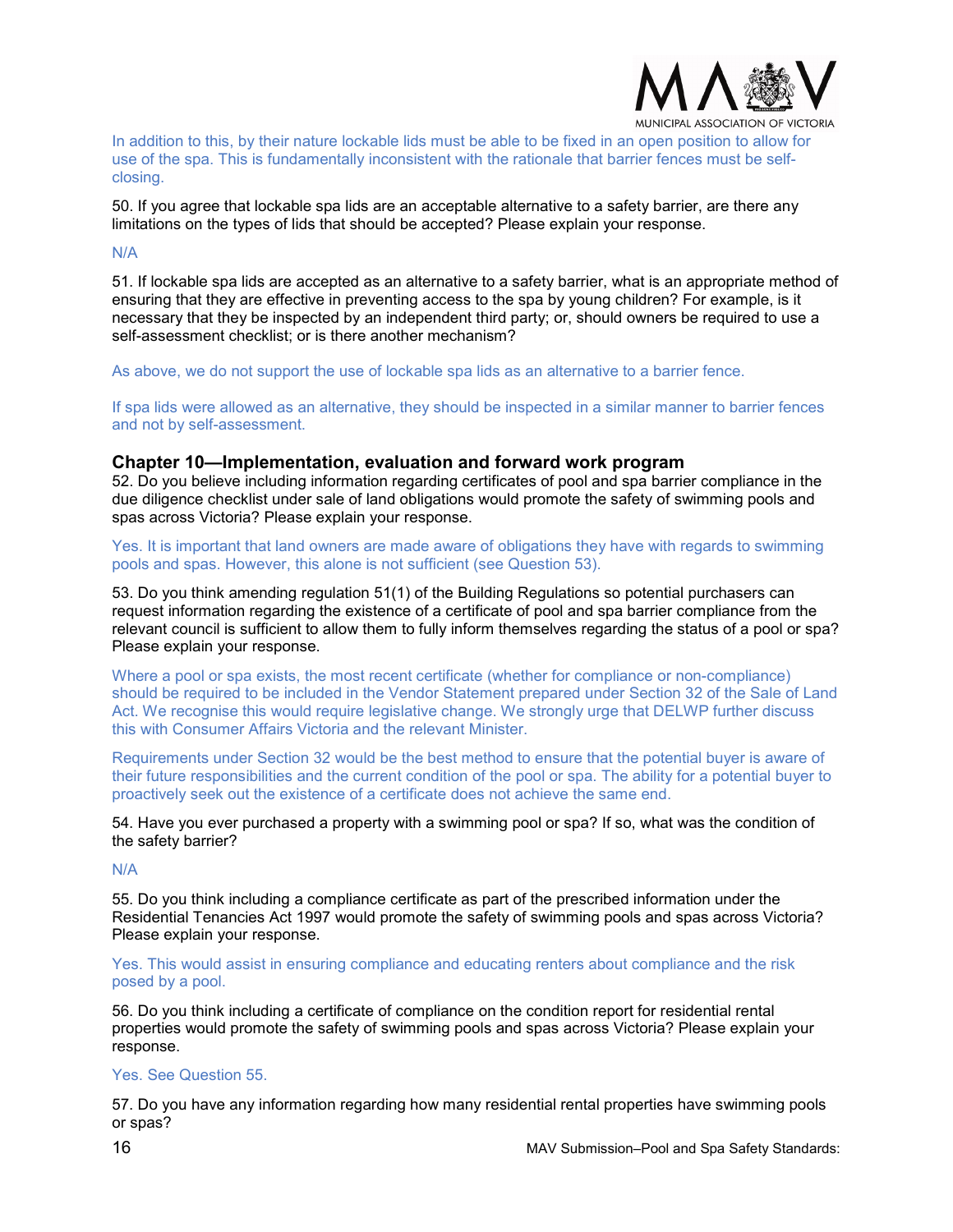In addition to this, by their nature lockable lids must be able to be fixed in an open position to allow for use of the spa. This is fundamentally inconsistent with the rationale that barrier fences must be self-closing.

50. If you agree that lockable spa lids are an acceptable alternative to a safety barrier, are there any limitations on the types of lids that should be accepted? Please explain your response.

N/A

51. If lockable spa lids are accepted as an alternative to a safety barrier, what is an appropriate method of ensuring that they are effective in preventing access to the spa by young children? For example, is it necessary that they be inspected by an independent third party; or, should owners be required to use a self-assessment checklist; or is there another mechanism?

As above, we do not support the use of lockable spa lids as an alternative to a barrier fence.

If spa lids were allowed as an alternative, they should be inspected in a similar manner to barrier fences and not by self-assessment.

### Chapter 10—Implementation, evaluation and forward work program

52. Do you believe including information regarding certificates of pool and spa barrier compliance in the due diligence checklist under sale of land obligations would promote the safety of swimming pools and spas across Victoria? Please explain your response.

Yes. It is important that land owners are made aware of obligations they have with regards to swimming pools and spas. However, this alone is not sufficient (see Question 53).

53. Do you think amending regulation 51(1) of the Building Regulations so potential purchasers can request information regarding the existence of a certificate of pool and spa barrier compliance from the relevant council is sufficient to allow them to fully inform themselves regarding the status of a pool or spa? Please explain your response.

Where a pool or spa exists, the most recent certificate (whether for compliance or non-compliance) should be required to be included in the Vendor Statement prepared under Section 32 of the Sale of Land Act. We recognise this would require legislative change. We strongly urge that DELWP further discuss this with Consumer Affairs Victoria and the relevant Minister.

Requirements under Section 32 would be the best method to ensure that the potential buyer is aware of their future responsibilities and the current condition of the pool or spa. The ability for a potential buyer to proactively seek out the existence of a certificate does not achieve the same end.

54. Have you ever purchased a property with a swimming pool or spa? If so, what was the condition of the safety barrier?

N/A

55. Do you think including a compliance certificate as part of the prescribed information under the Residential Tenancies Act 1997 would promote the safety of swimming pools and spas across Victoria? Please explain your response.

Yes. This would assist in ensuring compliance and educating renters about compliance and the risk posed by a pool.

56. Do you think including a certificate of compliance on the condition report for residential rental properties would promote the safety of swimming pools and spas across Victoria? Please explain your response.

Yes. See Question 55.

57. Do you have any information regarding how many residential rental properties have swimming pools or spas?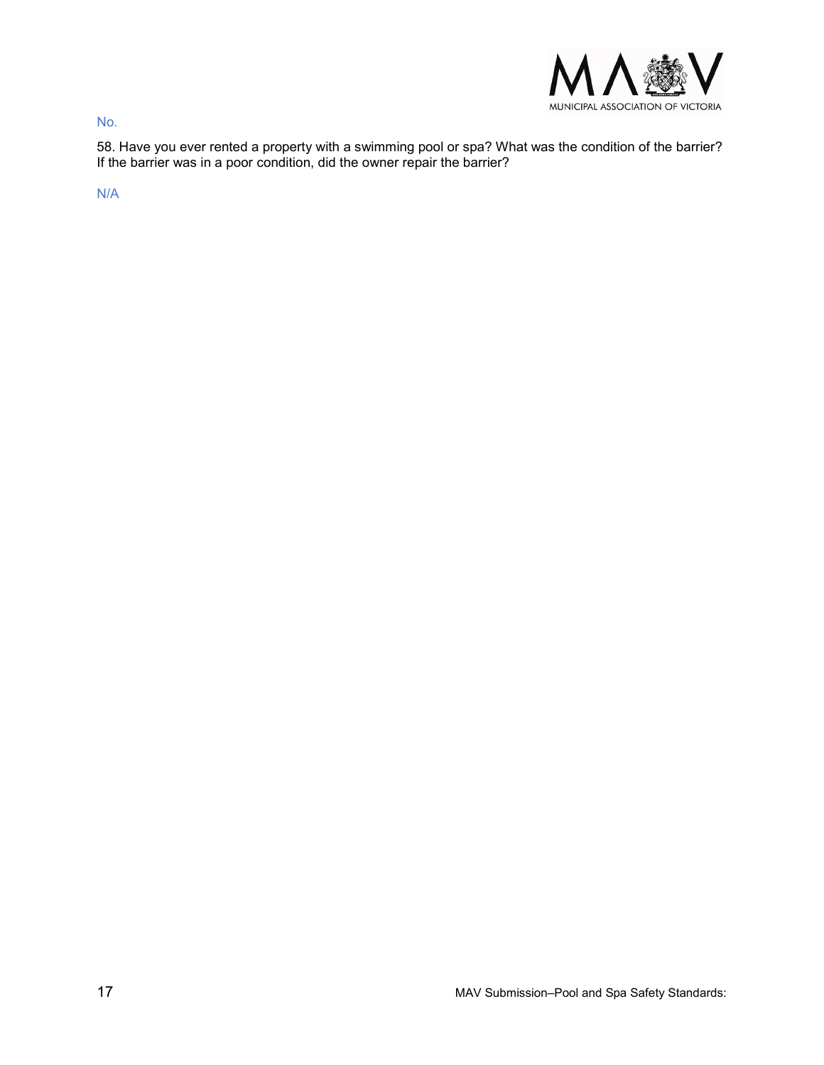No.

58. Have you ever rented a property with a swimming pool or spa? What was the condition of the barrier? If the barrier was in a poor condition, did the owner repair the barrier?

N/A